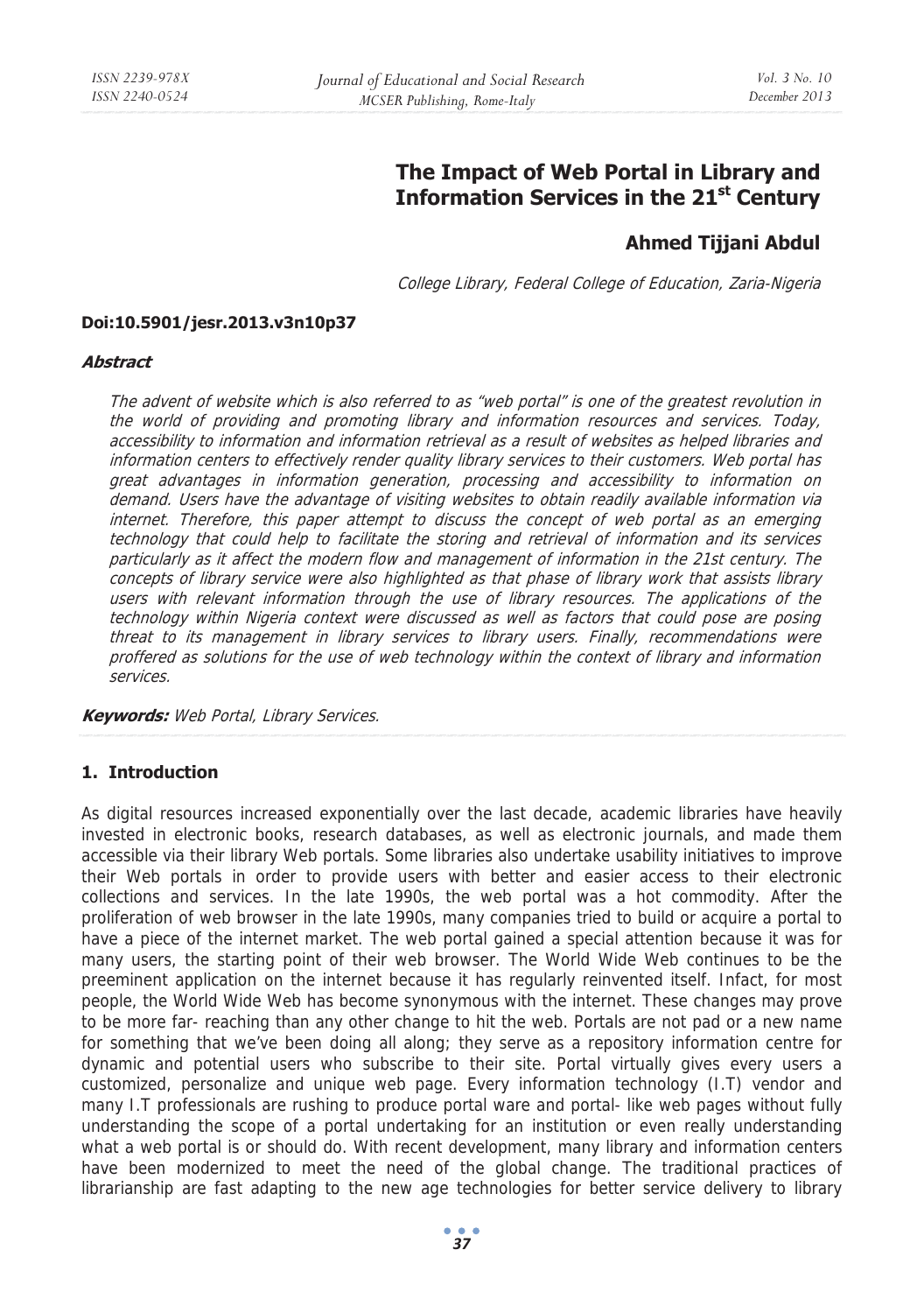# The Impact of Web Portal in Library and Information Services in the 21st Century

**Ahmed Tijjani Abdul**

*College Library, Federal College of Education, Zaria-Nigeria*

**Doi:10.5901/jesr.2013.v3n10p37**

***Abstract***

*The advent of website which is also referred to as "web portal" is one of the greatest revolution in the world of providing and promoting library and information resources and services. Today, accessibility to information and information retrieval as a result of websites as helped libraries and information centers to effectively render quality library services to their customers. Web portal has great advantages in information generation, processing and accessibility to information on demand. Users have the advantage of visiting websites to obtain readily available information via internet. Therefore, this paper attempt to discuss the concept of web portal as an emerging technology that could help to facilitate the storing and retrieval of information and its services particularly as it affect the modern flow and management of information in the 21st century. The concepts of library service were also highlighted as that phase of library work that assists library users with relevant information through the use of library resources. The applications of the technology within Nigeria context were discussed as well as factors that could pose are posing threat to its management in library services to library users. Finally, recommendations were proffered as solutions for the use of web technology within the context of library and information services.*

***Keywords:*** *Web Portal, Library Services.*

## 1. Introduction

As digital resources increased exponentially over the last decade, academic libraries have heavily invested in electronic books, research databases, as well as electronic journals, and made them accessible via their library Web portals. Some libraries also undertake usability initiatives to improve their Web portals in order to provide users with better and easier access to their electronic collections and services. In the late 1990s, the web portal was a hot commodity. After the proliferation of web browser in the late 1990s, many companies tried to build or acquire a portal to have a piece of the internet market. The web portal gained a special attention because it was for many users, the starting point of their web browser. The World Wide Web continues to be the preeminent application on the internet because it has regularly reinvented itself. Infact, for most people, the World Wide Web has become synonymous with the internet. These changes may prove to be more far- reaching than any other change to hit the web. Portals are not pad or a new name for something that we've been doing all along; they serve as a repository information centre for dynamic and potential users who subscribe to their site. Portal virtually gives every users a customized, personalize and unique web page. Every information technology (I.T) vendor and many I.T professionals are rushing to produce portal ware and portal- like web pages without fully understanding the scope of a portal undertaking for an institution or even really understanding what a web portal is or should do. With recent development, many library and information centers have been modernized to meet the need of the global change. The traditional practices of librarianship are fast adapting to the new age technologies for better service delivery to library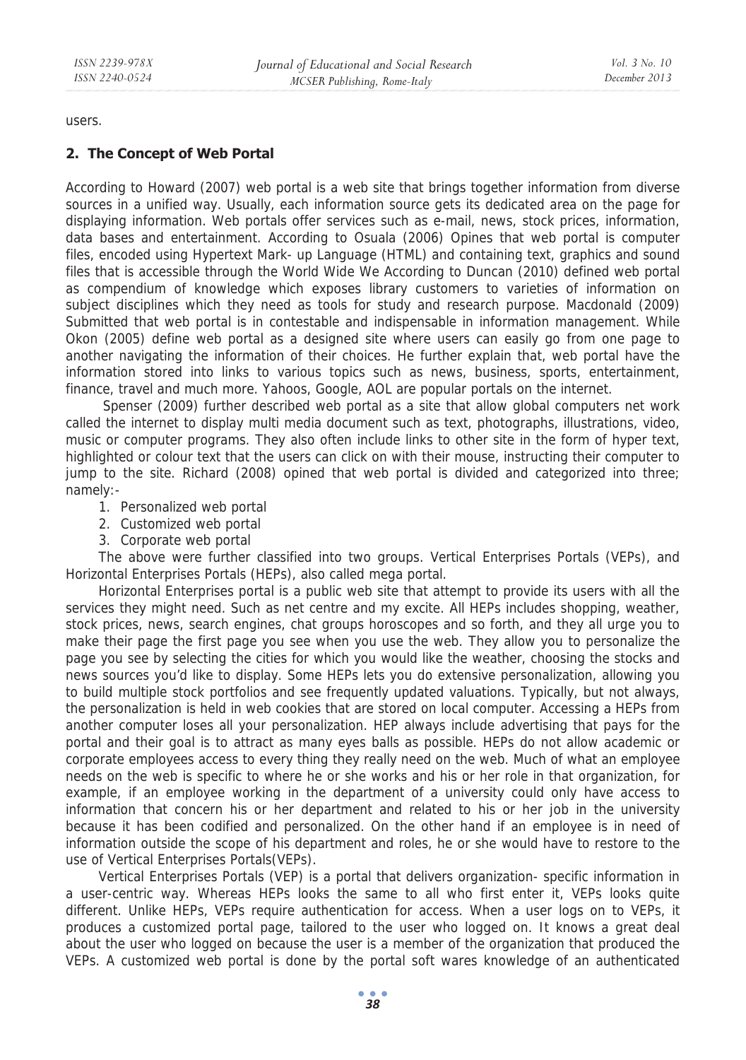users.

## 2. The Concept of Web Portal

According to Howard (2007) web portal is a web site that brings together information from diverse sources in a unified way. Usually, each information source gets its dedicated area on the page for displaying information. Web portals offer services such as e-mail, news, stock prices, information, data bases and entertainment. According to Osuala (2006) Opines that web portal is computer files, encoded using Hypertext Mark- up Language (HTML) and containing text, graphics and sound files that is accessible through the World Wide We According to Duncan (2010) defined web portal as compendium of knowledge which exposes library customers to varieties of information on subject disciplines which they need as tools for study and research purpose. Macdonald (2009) Submitted that web portal is in contestable and indispensable in information management. While Okon (2005) define web portal as a designed site where users can easily go from one page to another navigating the information of their choices. He further explain that, web portal have the information stored into links to various topics such as news, business, sports, entertainment, finance, travel and much more. Yahoos, Google, AOL are popular portals on the internet.

Spenser (2009) further described web portal as a site that allow global computers net work called the internet to display multi media document such as text, photographs, illustrations, video, music or computer programs. They also often include links to other site in the form of hyper text, highlighted or colour text that the users can click on with their mouse, instructing their computer to jump to the site. Richard (2008) opined that web portal is divided and categorized into three; namely:-

1. Personalized web portal
2. Customized web portal
3. Corporate web portal

The above were further classified into two groups. Vertical Enterprises Portals (VEPs), and Horizontal Enterprises Portals (HEPs), also called mega portal.

Horizontal Enterprises portal is a public web site that attempt to provide its users with all the services they might need. Such as net centre and my excite. All HEPs includes shopping, weather, stock prices, news, search engines, chat groups horoscopes and so forth, and they all urge you to make their page the first page you see when you use the web. They allow you to personalize the page you see by selecting the cities for which you would like the weather, choosing the stocks and news sources you'd like to display. Some HEPs lets you do extensive personalization, allowing you to build multiple stock portfolios and see frequently updated valuations. Typically, but not always, the personalization is held in web cookies that are stored on local computer. Accessing a HEPs from another computer loses all your personalization. HEP always include advertising that pays for the portal and their goal is to attract as many eyes balls as possible. HEPs do not allow academic or corporate employees access to every thing they really need on the web. Much of what an employee needs on the web is specific to where he or she works and his or her role in that organization, for example, if an employee working in the department of a university could only have access to information that concern his or her department and related to his or her job in the university because it has been codified and personalized. On the other hand if an employee is in need of information outside the scope of his department and roles, he or she would have to restore to the use of Vertical Enterprises Portals(VEPs).

Vertical Enterprises Portals (VEP) is a portal that delivers organization- specific information in a user-centric way. Whereas HEPs looks the same to all who first enter it, VEPs looks quite different. Unlike HEPs, VEPs require authentication for access. When a user logs on to VEPs, it produces a customized portal page, tailored to the user who logged on. It knows a great deal about the user who logged on because the user is a member of the organization that produced the VEPs. A customized web portal is done by the portal soft wares knowledge of an authenticated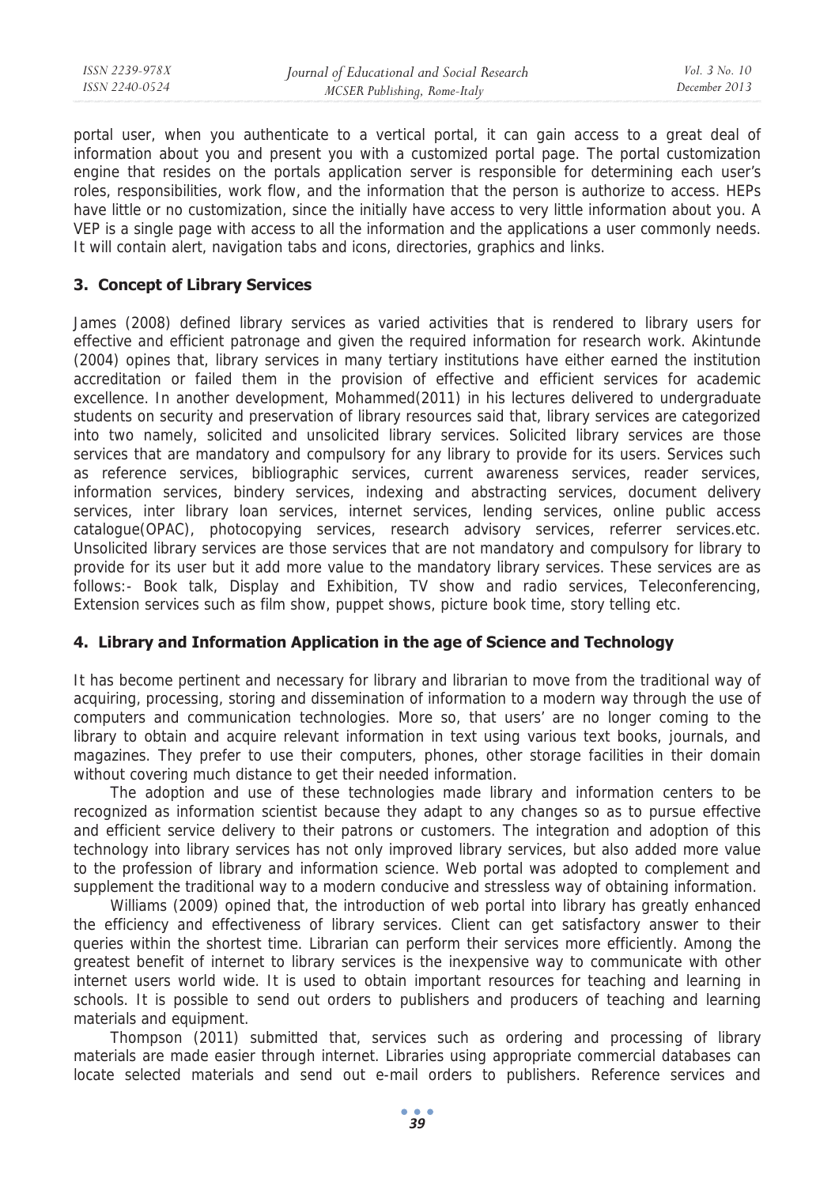portal user, when you authenticate to a vertical portal, it can gain access to a great deal of information about you and present you with a customized portal page. The portal customization engine that resides on the portals application server is responsible for determining each user's roles, responsibilities, work flow, and the information that the person is authorize to access. HEPs have little or no customization, since the initially have access to very little information about you. A VEP is a single page with access to all the information and the applications a user commonly needs. It will contain alert, navigation tabs and icons, directories, graphics and links.

## 3. Concept of Library Services

James (2008) defined library services as varied activities that is rendered to library users for effective and efficient patronage and given the required information for research work. Akintunde (2004) opines that, library services in many tertiary institutions have either earned the institution accreditation or failed them in the provision of effective and efficient services for academic excellence. In another development, Mohammed(2011) in his lectures delivered to undergraduate students on security and preservation of library resources said that, library services are categorized into two namely, solicited and unsolicited library services. Solicited library services are those services that are mandatory and compulsory for any library to provide for its users. Services such as reference services, bibliographic services, current awareness services, reader services, information services, bindery services, indexing and abstracting services, document delivery services, inter library loan services, internet services, lending services, online public access catalogue(OPAC), photocopying services, research advisory services, referrer services.etc. Unsolicited library services are those services that are not mandatory and compulsory for library to provide for its user but it add more value to the mandatory library services. These services are as follows:- Book talk, Display and Exhibition, TV show and radio services, Teleconferencing, Extension services such as film show, puppet shows, picture book time, story telling etc.

## 4. Library and Information Application in the age of Science and Technology

It has become pertinent and necessary for library and librarian to move from the traditional way of acquiring, processing, storing and dissemination of information to a modern way through the use of computers and communication technologies. More so, that users' are no longer coming to the library to obtain and acquire relevant information in text using various text books, journals, and magazines. They prefer to use their computers, phones, other storage facilities in their domain without covering much distance to get their needed information.

The adoption and use of these technologies made library and information centers to be recognized as information scientist because they adapt to any changes so as to pursue effective and efficient service delivery to their patrons or customers. The integration and adoption of this technology into library services has not only improved library services, but also added more value to the profession of library and information science. Web portal was adopted to complement and supplement the traditional way to a modern conducive and stressless way of obtaining information.

Williams (2009) opined that, the introduction of web portal into library has greatly enhanced the efficiency and effectiveness of library services. Client can get satisfactory answer to their queries within the shortest time. Librarian can perform their services more efficiently. Among the greatest benefit of internet to library services is the inexpensive way to communicate with other internet users world wide. It is used to obtain important resources for teaching and learning in schools. It is possible to send out orders to publishers and producers of teaching and learning materials and equipment.

Thompson (2011) submitted that, services such as ordering and processing of library materials are made easier through internet. Libraries using appropriate commercial databases can locate selected materials and send out e-mail orders to publishers. Reference services and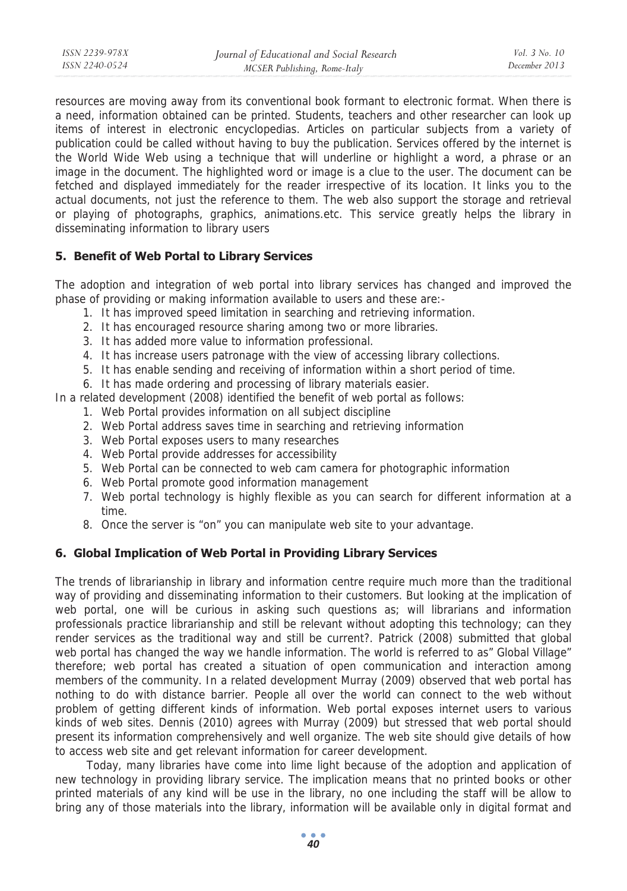resources are moving away from its conventional book formant to electronic format. When there is a need, information obtained can be printed. Students, teachers and other researcher can look up items of interest in electronic encyclopedias. Articles on particular subjects from a variety of publication could be called without having to buy the publication. Services offered by the internet is the World Wide Web using a technique that will underline or highlight a word, a phrase or an image in the document. The highlighted word or image is a clue to the user. The document can be fetched and displayed immediately for the reader irrespective of its location. It links you to the actual documents, not just the reference to them. The web also support the storage and retrieval or playing of photographs, graphics, animations.etc. This service greatly helps the library in disseminating information to library users

## 5. Benefit of Web Portal to Library Services

The adoption and integration of web portal into library services has changed and improved the phase of providing or making information available to users and these are:-

1. It has improved speed limitation in searching and retrieving information.
2. It has encouraged resource sharing among two or more libraries.
3. It has added more value to information professional.
4. It has increase users patronage with the view of accessing library collections.
5. It has enable sending and receiving of information within a short period of time.
6. It has made ordering and processing of library materials easier.

In a related development (2008) identified the benefit of web portal as follows:

1. Web Portal provides information on all subject discipline
2. Web Portal address saves time in searching and retrieving information
3. Web Portal exposes users to many researches
4. Web Portal provide addresses for accessibility
5. Web Portal can be connected to web cam camera for photographic information
6. Web Portal promote good information management
7. Web portal technology is highly flexible as you can search for different information at a time.
8. Once the server is "on" you can manipulate web site to your advantage.

## 6. Global Implication of Web Portal in Providing Library Services

The trends of librarianship in library and information centre require much more than the traditional way of providing and disseminating information to their customers. But looking at the implication of web portal, one will be curious in asking such questions as; will librarians and information professionals practice librarianship and still be relevant without adopting this technology; can they render services as the traditional way and still be current?. Patrick (2008) submitted that global web portal has changed the way we handle information. The world is referred to as" Global Village" therefore; web portal has created a situation of open communication and interaction among members of the community. In a related development Murray (2009) observed that web portal has nothing to do with distance barrier. People all over the world can connect to the web without problem of getting different kinds of information. Web portal exposes internet users to various kinds of web sites. Dennis (2010) agrees with Murray (2009) but stressed that web portal should present its information comprehensively and well organize. The web site should give details of how to access web site and get relevant information for career development.

Today, many libraries have come into lime light because of the adoption and application of new technology in providing library service. The implication means that no printed books or other printed materials of any kind will be use in the library, no one including the staff will be allow to bring any of those materials into the library, information will be available only in digital format and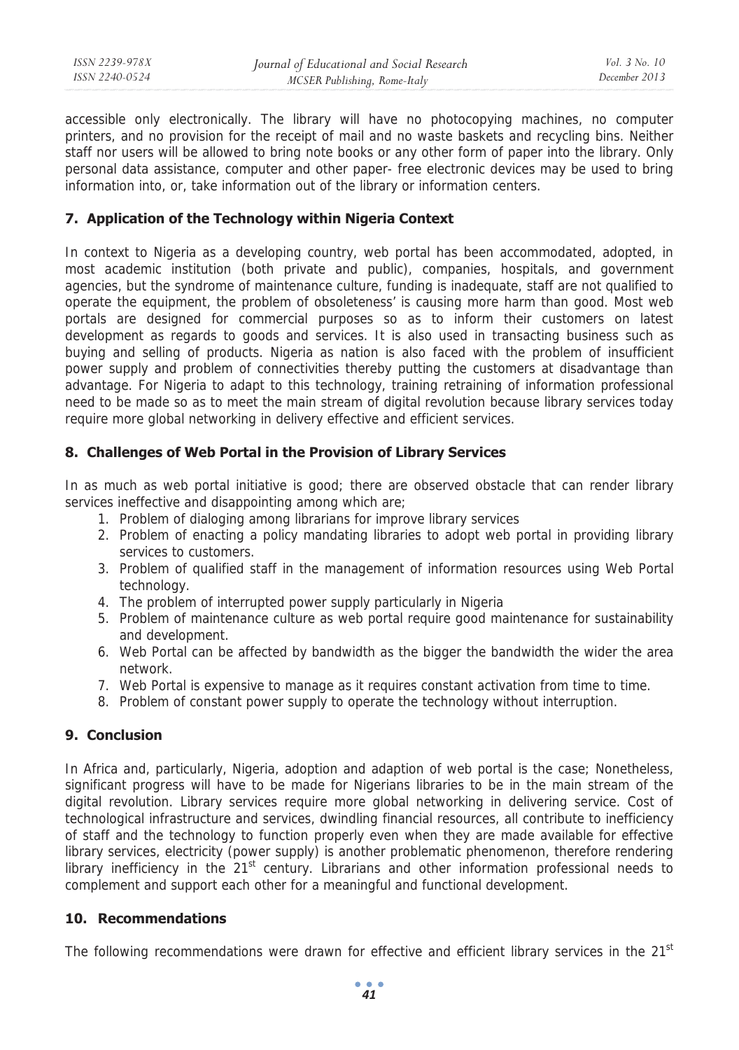accessible only electronically. The library will have no photocopying machines, no computer printers, and no provision for the receipt of mail and no waste baskets and recycling bins. Neither staff nor users will be allowed to bring note books or any other form of paper into the library. Only personal data assistance, computer and other paper- free electronic devices may be used to bring information into, or, take information out of the library or information centers.

## 7. Application of the Technology within Nigeria Context

In context to Nigeria as a developing country, web portal has been accommodated, adopted, in most academic institution (both private and public), companies, hospitals, and government agencies, but the syndrome of maintenance culture, funding is inadequate, staff are not qualified to operate the equipment, the problem of obsoleteness' is causing more harm than good. Most web portals are designed for commercial purposes so as to inform their customers on latest development as regards to goods and services. It is also used in transacting business such as buying and selling of products. Nigeria as nation is also faced with the problem of insufficient power supply and problem of connectivities thereby putting the customers at disadvantage than advantage. For Nigeria to adapt to this technology, training retraining of information professional need to be made so as to meet the main stream of digital revolution because library services today require more global networking in delivery effective and efficient services.

## 8. Challenges of Web Portal in the Provision of Library Services

In as much as web portal initiative is good; there are observed obstacle that can render library services ineffective and disappointing among which are;

1. Problem of dialoging among librarians for improve library services
2. Problem of enacting a policy mandating libraries to adopt web portal in providing library services to customers.
3. Problem of qualified staff in the management of information resources using Web Portal technology.
4. The problem of interrupted power supply particularly in Nigeria
5. Problem of maintenance culture as web portal require good maintenance for sustainability and development.
6. Web Portal can be affected by bandwidth as the bigger the bandwidth the wider the area network.
7. Web Portal is expensive to manage as it requires constant activation from time to time.
8. Problem of constant power supply to operate the technology without interruption.

## 9. Conclusion

In Africa and, particularly, Nigeria, adoption and adaption of web portal is the case; Nonetheless, significant progress will have to be made for Nigerians libraries to be in the main stream of the digital revolution. Library services require more global networking in delivering service. Cost of technological infrastructure and services, dwindling financial resources, all contribute to inefficiency of staff and the technology to function properly even when they are made available for effective library services, electricity (power supply) is another problematic phenomenon, therefore rendering library inefficiency in the 21st century. Librarians and other information professional needs to complement and support each other for a meaningful and functional development.

## 10. Recommendations

The following recommendations were drawn for effective and efficient library services in the 21st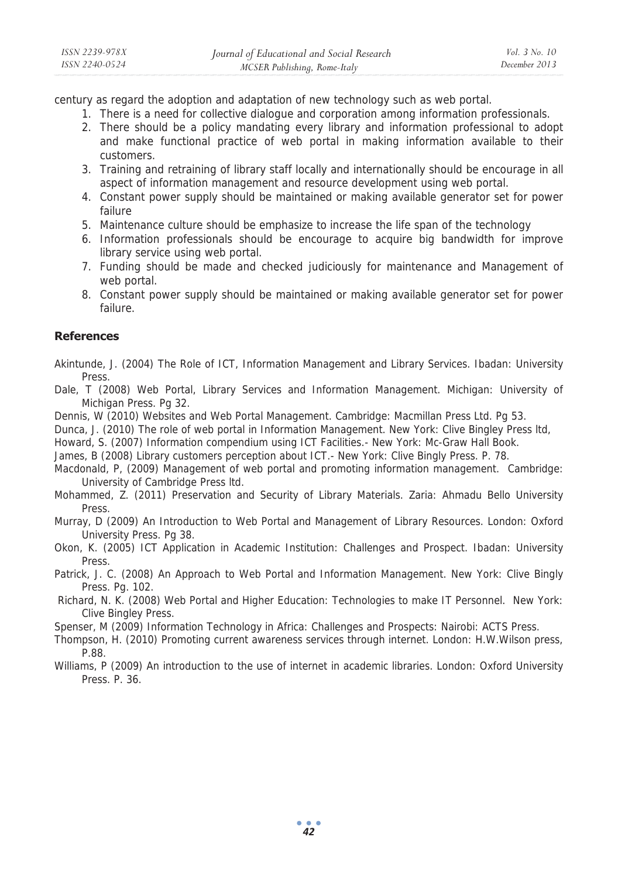century as regard the adoption and adaptation of new technology such as web portal.

1. There is a need for collective dialogue and corporation among information professionals.
2. There should be a policy mandating every library and information professional to adopt and make functional practice of web portal in making information available to their customers.
3. Training and retraining of library staff locally and internationally should be encourage in all aspect of information management and resource development using web portal.
4. Constant power supply should be maintained or making available generator set for power failure
5. Maintenance culture should be emphasize to increase the life span of the technology
6. Information professionals should be encourage to acquire big bandwidth for improve library service using web portal.
7. Funding should be made and checked judiciously for maintenance and Management of web portal.
8. Constant power supply should be maintained or making available generator set for power failure.

## References

Akintunde, J. (2004) The Role of ICT, Information Management and Library Services. Ibadan: University Press.

Dale, T (2008) Web Portal, Library Services and Information Management. Michigan: University of Michigan Press. Pg 32.

Dennis, W (2010) Websites and Web Portal Management. Cambridge: Macmillan Press Ltd. Pg 53.

Dunca, J. (2010) The role of web portal in Information Management. New York: Clive Bingley Press ltd,

Howard, S. (2007) Information compendium using ICT Facilities.- New York: Mc-Graw Hall Book.

James, B (2008) Library customers perception about ICT.- New York: Clive Bingly Press. P. 78.

Macdonald, P, (2009) Management of web portal and promoting information management. Cambridge: University of Cambridge Press ltd.

Mohammed, Z. (2011) Preservation and Security of Library Materials. Zaria: Ahmadu Bello University Press.

Murray, D (2009) An Introduction to Web Portal and Management of Library Resources. London: Oxford University Press. Pg 38.

Okon, K. (2005) ICT Application in Academic Institution: Challenges and Prospect. Ibadan: University Press.

Patrick, J. C. (2008) An Approach to Web Portal and Information Management. New York: Clive Bingly Press. Pg. 102.

Richard, N. K. (2008) Web Portal and Higher Education: Technologies to make IT Personnel. New York: Clive Bingley Press.

Spenser, M (2009) Information Technology in Africa: Challenges and Prospects: Nairobi: ACTS Press.

Thompson, H. (2010) Promoting current awareness services through internet. London: H.W.Wilson press, P.88.

Williams, P (2009) An introduction to the use of internet in academic libraries. London: Oxford University Press. P. 36.